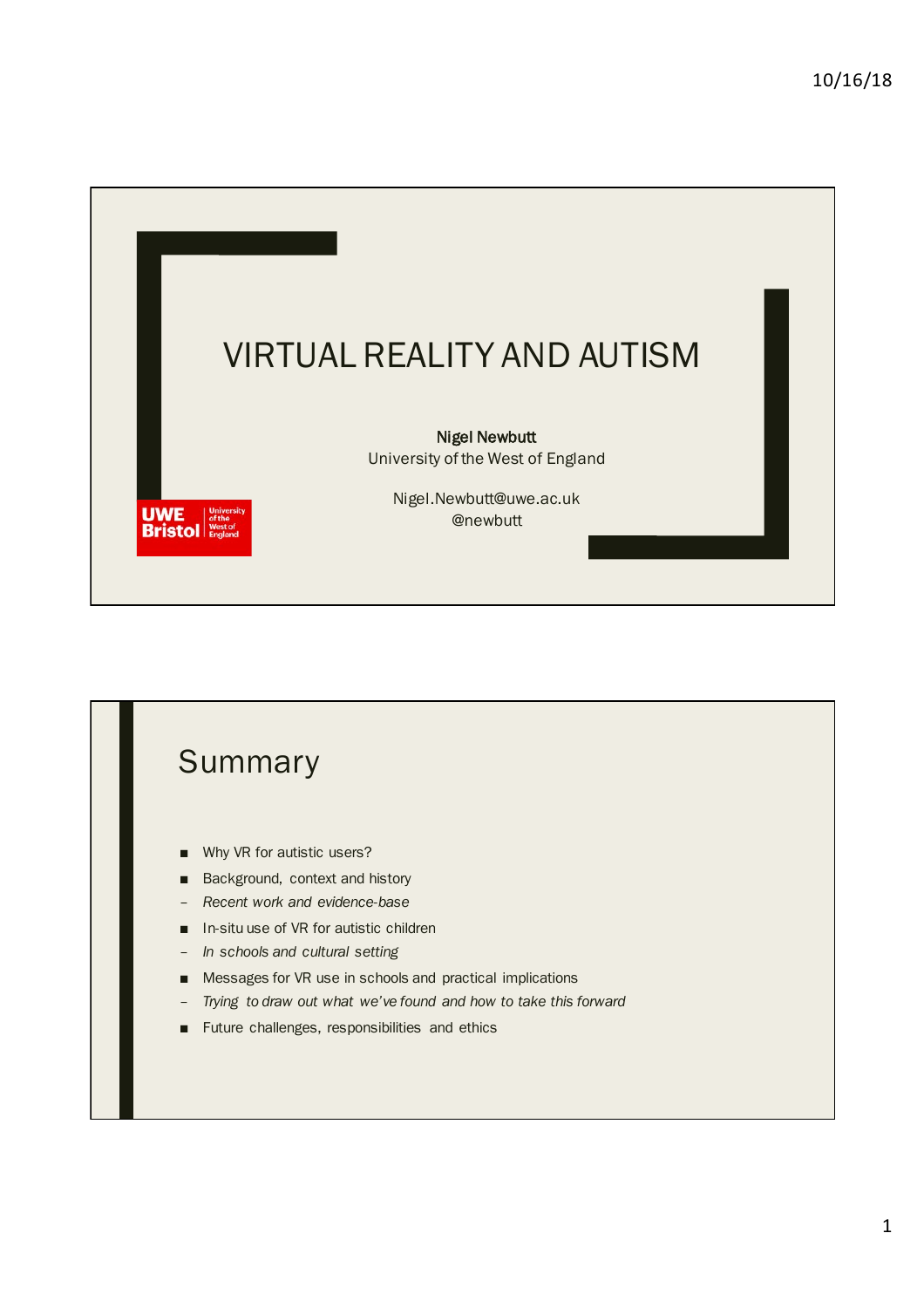# VIRTUAL REALITY AND AUTISM

**Nigel Newbutt**
University of the West of England

Nigel.Newbutt@uwe.ac.uk
@newbutt

## Summary

- Why VR for autistic users?
- Background, context and history
  - *Recent work and evidence-base*
- In-situ use of VR for autistic children
  - *In schools and cultural setting*
- Messages for VR use in schools and practical implications
  - *Trying to draw out what we've found and how to take this forward*
- Future challenges, responsibilities and ethics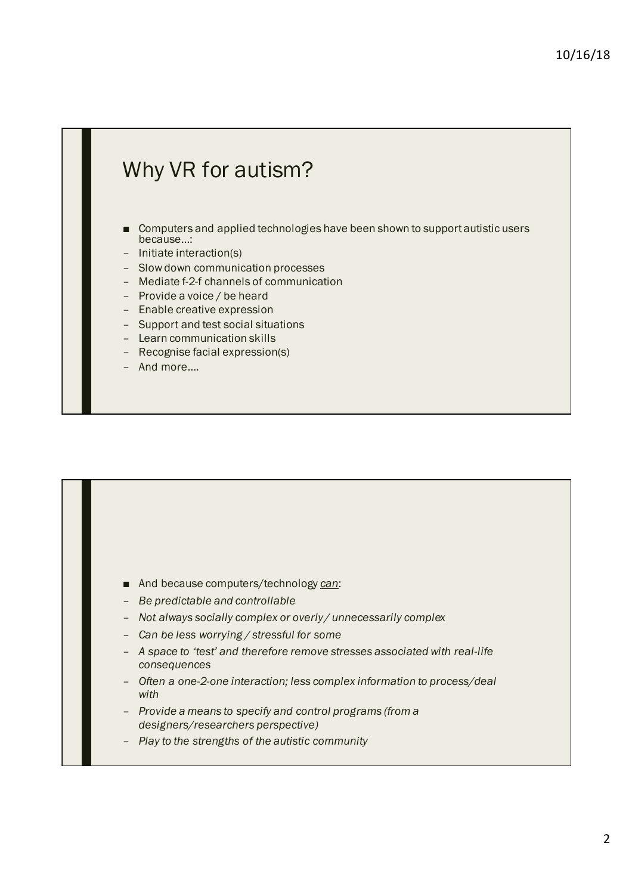## Why VR for autism?

- Computers and applied technologies have been shown to support autistic users because…:
  - Initiate interaction(s)
  - Slow down communication processes
  - Mediate f-2-f channels of communication
  - Provide a voice / be heard
  - Enable creative expression
  - Support and test social situations
  - Learn communication skills
  - Recognise facial expression(s)
  - And more….

---

- And because computers/technology <u>*can*</u>:
  - *Be predictable and controllable*
  - *Not always socially complex or overly / unnecessarily complex*
  - *Can be less worrying / stressful for some*
  - *A space to 'test' and therefore remove stresses associated with real-life consequences*
  - *Often a one-2-one interaction; less complex information to process/deal with*
  - *Provide a means to specify and control programs (from a designers/researchers perspective)*
  - *Play to the strengths of the autistic community*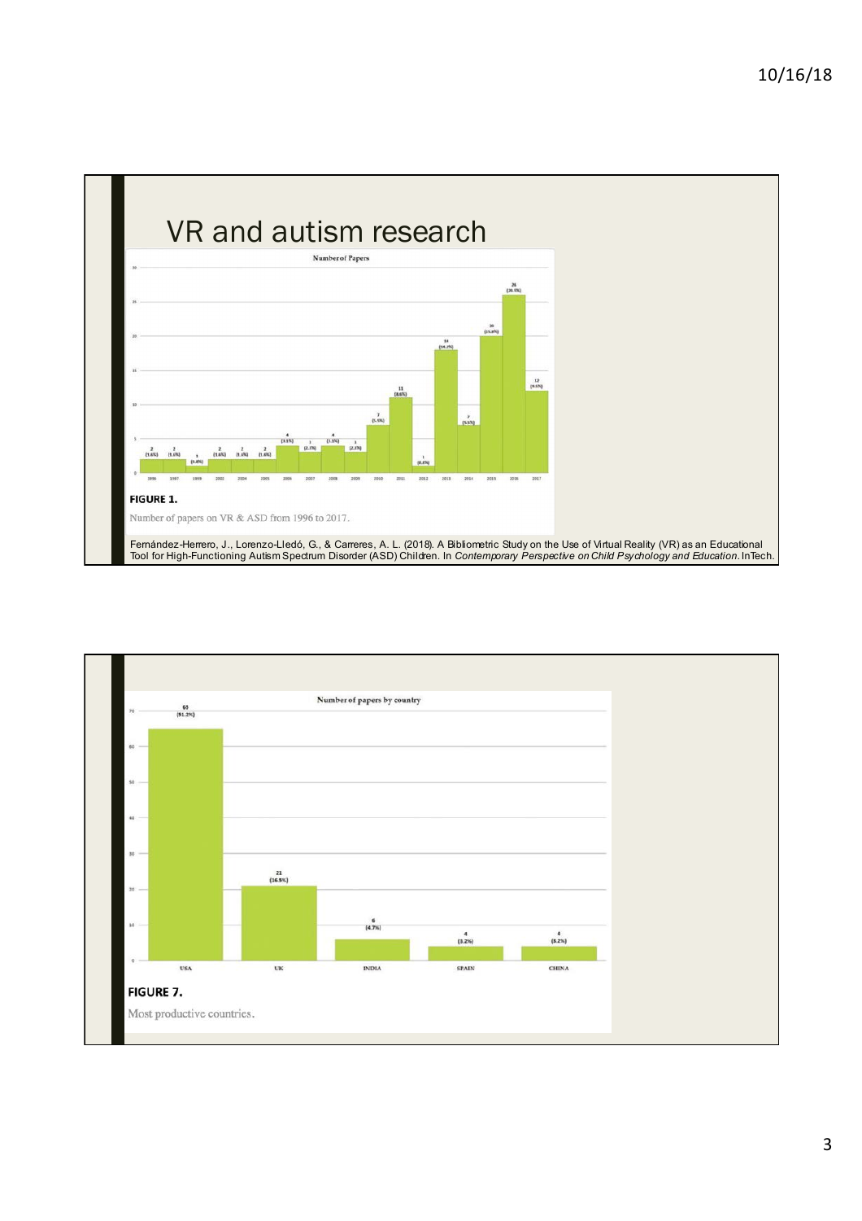# VR and autism research

Number of Papers

**FIGURE 1.**

Number of papers on VR & ASD from 1996 to 2017.

Fernández-Herrero, J., Lorenzo-Lledó, G., & Carreres, A. L. (2018). A Bibliometric Study on the Use of Virtual Reality (VR) as an Educational Tool for High-Functioning Autism Spectrum Disorder (ASD) Children. In *Contemporary Perspective on Child Psychology and Education*. InTech.

Number of papers by country

**FIGURE 7.**

Most productive countries.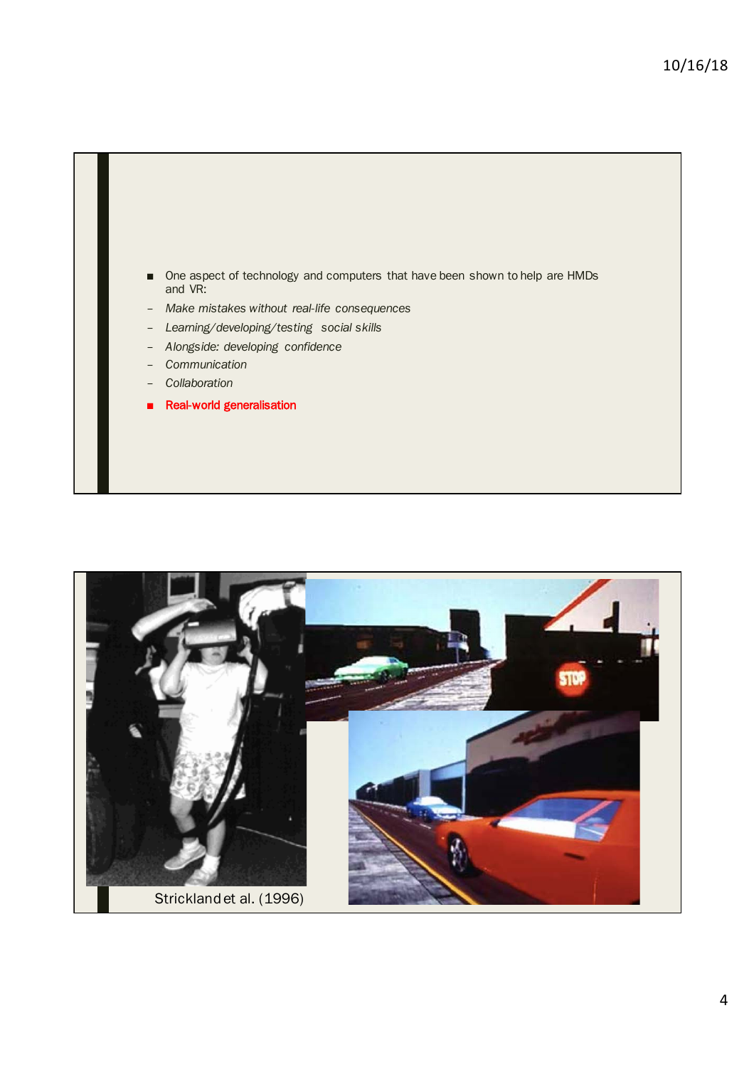- One aspect of technology and computers that have been shown to help are HMDs and VR:
  - *Make mistakes without real-life consequences*
  - *Learning/developing/testing social skills*
  - *Alongside: developing confidence*
  - *Communication*
  - *Collaboration*
- Real-world generalisation

Strickland et al. (1996)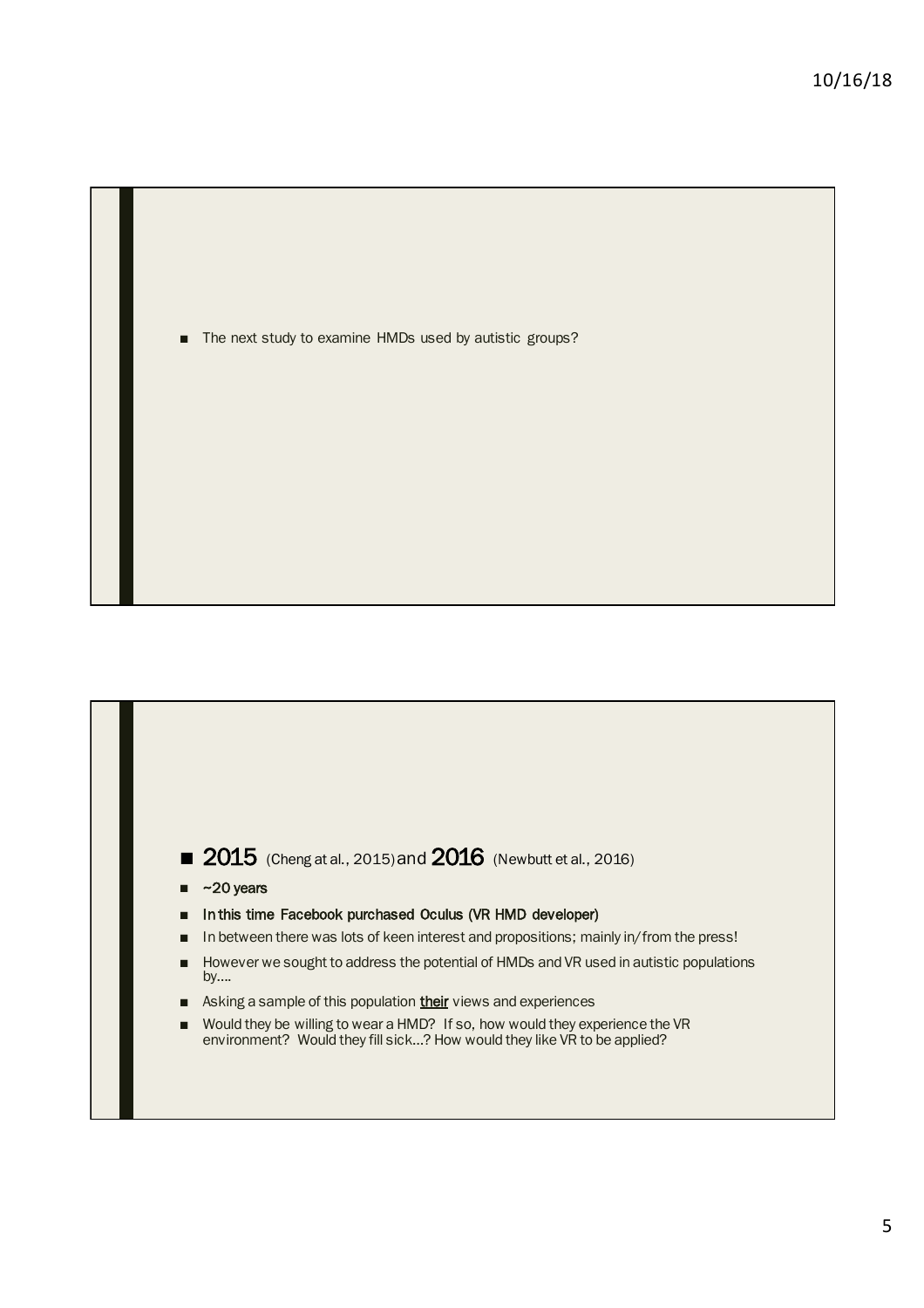- The next study to examine HMDs used by autistic groups?

---

- **2015** (Cheng at al., 2015) and **2016** (Newbutt et al., 2016)
- ~20 years
- In this time Facebook purchased Oculus (VR HMD developer)
- In between there was lots of keen interest and propositions; mainly in/from the press!
- However we sought to address the potential of HMDs and VR used in autistic populations by….
- Asking a sample of this population **their** views and experiences
- Would they be willing to wear a HMD? If so, how would they experience the VR environment? Would they fill sick…? How would they like VR to be applied?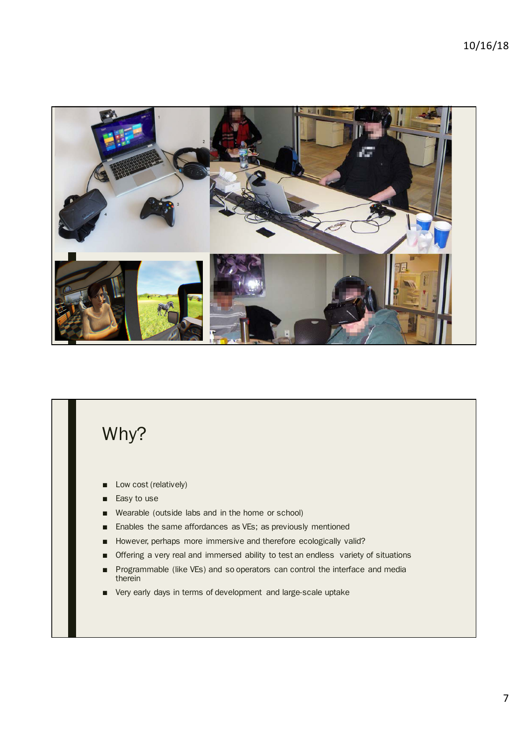# Why?

- Low cost (relatively)
- Easy to use
- Wearable (outside labs and in the home or school)
- Enables the same affordances as VEs; as previously mentioned
- However, perhaps more immersive and therefore ecologically valid?
- Offering a very real and immersed ability to test an endless variety of situations
- Programmable (like VEs) and so operators can control the interface and media therein
- Very early days in terms of development and large-scale uptake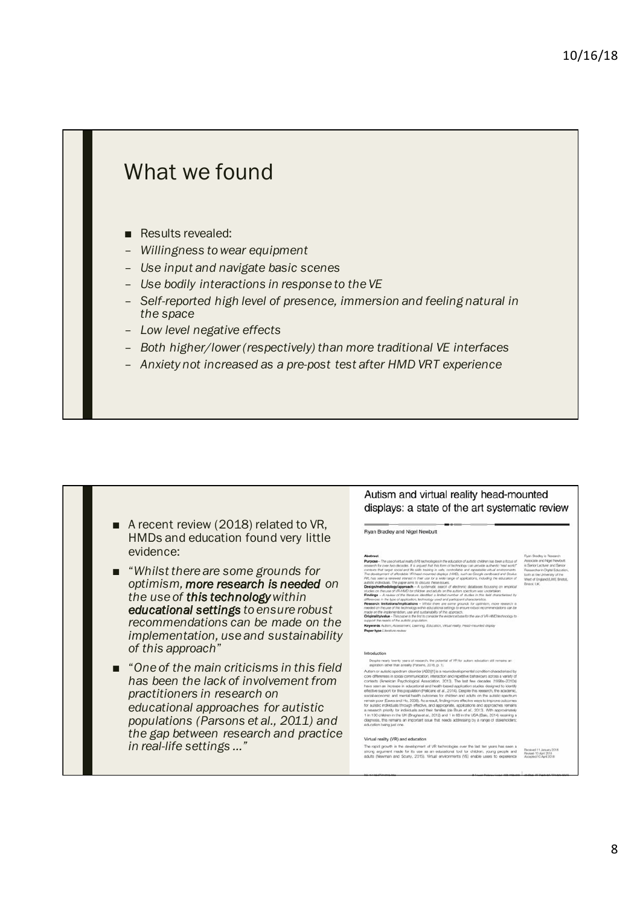## What we found

- Results revealed:
  - *Willingness to wear equipment*
  - *Use input and navigate basic scenes*
  - *Use bodily interactions in response to the VE*
  - *Self-reported high level of presence, immersion and feeling natural in the space*
  - *Low level negative effects*
  - *Both higher/lower (respectively) than more traditional VE interfaces*
  - *Anxiety not increased as a pre-post test after HMD VRT experience*

---

- A recent review (2018) related to VR, HMDs and education found very little evidence:
- *"Whilst there are some grounds for optimism, **more research is needed** on the use of **this technology** within **educational settings** to ensure robust recommendations can be made on the implementation, use and sustainability of this approach"*
- *"One of the main criticisms in this field has been the lack of involvement from practitioners in research on educational approaches for autistic populations (Parsons et al., 2011) and the gap between research and practice in real-life settings …"*

**Autism and virtual reality head-mounted displays: a state of the art systematic review**

Ryan Bradley and Nigel Newbutt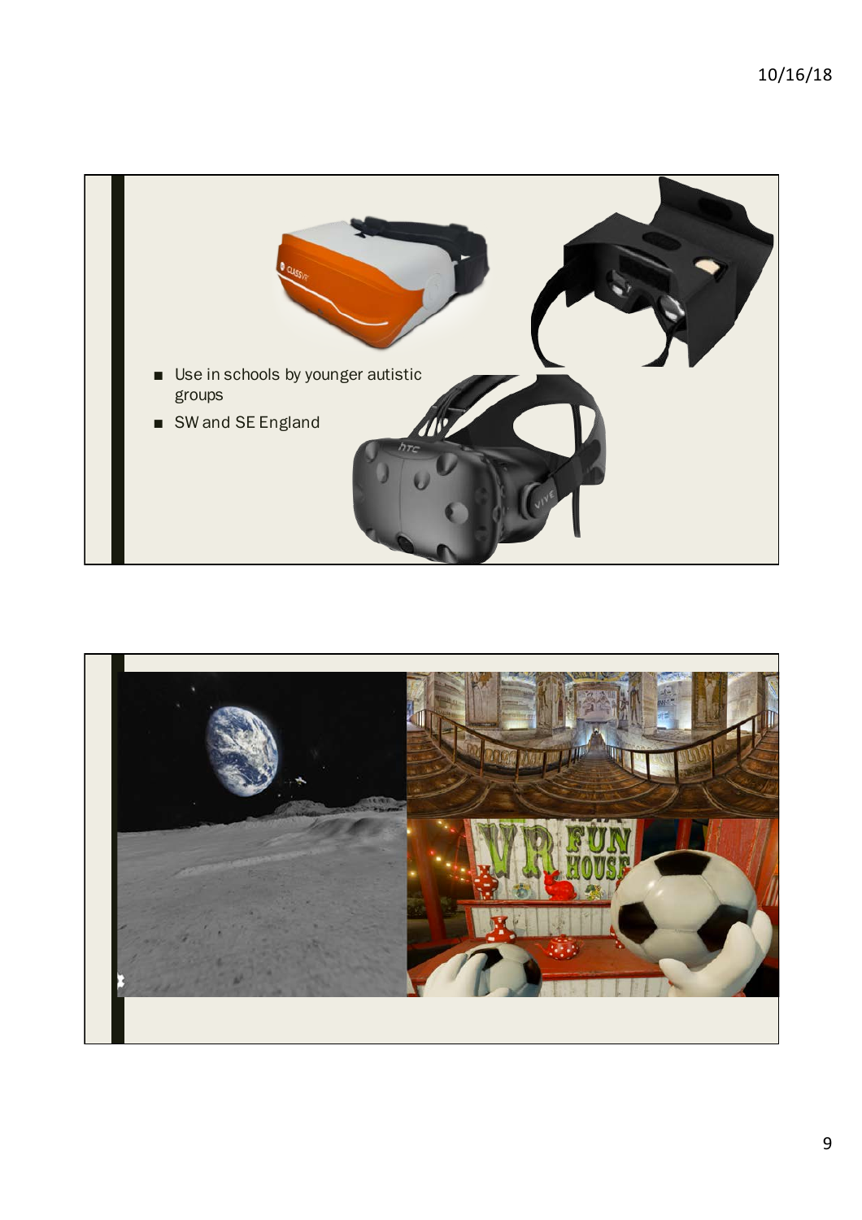- Use in schools by younger autistic groups
- SW and SE England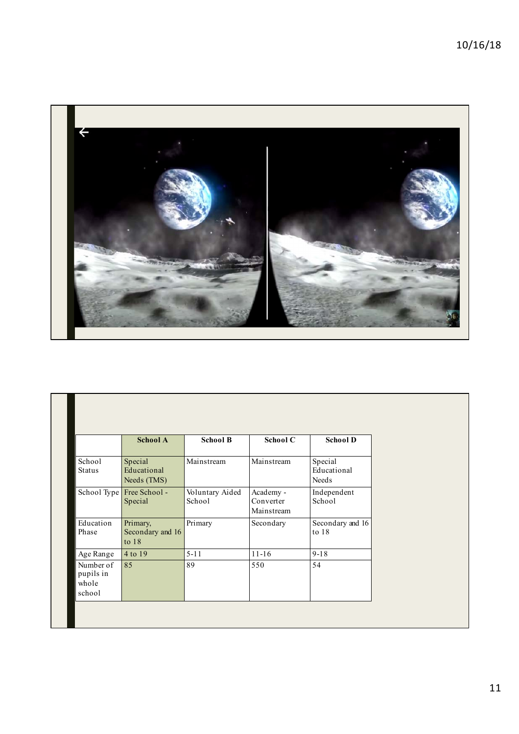| | School A | School B | School C | School D |
|---|---|---|---|---|
| School Status | Special Educational Needs (TMS) | Mainstream | Mainstream | Special Educational Needs |
| School Type | Free School - Special | Voluntary Aided School | Academy - Converter Mainstream | Independent School |
| Education Phase | Primary, Secondary and 16 to 18 | Primary | Secondary | Secondary and 16 to 18 |
| Age Range | 4 to 19 | 5-11 | 11-16 | 9-18 |
| Number of pupils in whole school | 85 | 89 | 550 | 54 |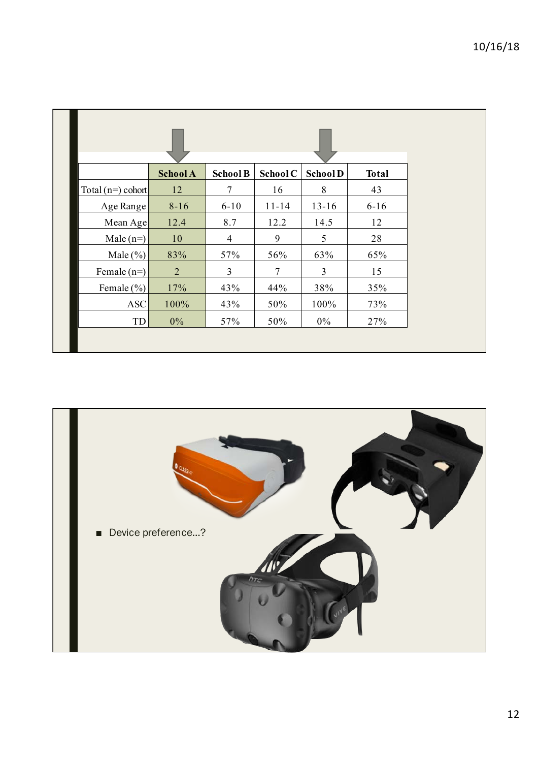| | School A | School B | School C | School D | Total |
|---|---|---|---|---|---|
| Total (n=) cohort | 12 | 7 | 16 | 8 | 43 |
| Age Range | 8-16 | 6-10 | 11-14 | 13-16 | 6-16 |
| Mean Age | 12.4 | 8.7 | 12.2 | 14.5 | 12 |
| Male (n=) | 10 | 4 | 9 | 5 | 28 |
| Male (%) | 83% | 57% | 56% | 63% | 65% |
| Female (n=) | 2 | 3 | 7 | 3 | 15 |
| Female (%) | 17% | 43% | 44% | 38% | 35% |
| ASC | 100% | 43% | 50% | 100% | 73% |
| TD | 0% | 57% | 50% | 0% | 27% |

- Device preference...?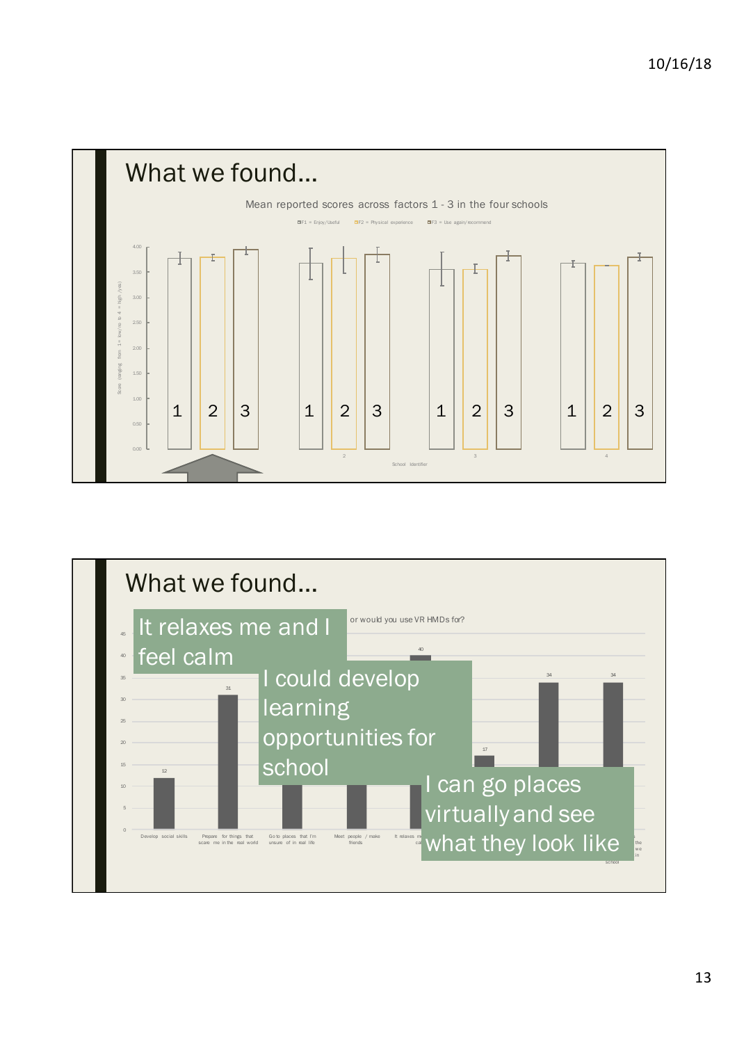## What we found…

Mean reported scores across factors 1 - 3 in the four schools

F1 = Enjoy/Useful F2 = Physical experience F3 = Use again/recommend

Score (ranging from 1 = low/no to 4 = high /yes)

4.00
3.50
3.00
2.50
2.00
1.50
1.00
0.50
0.00

1 2 3 1 2 3 1 2 3 1 2 3

2 3 4

School Identifier

## What we found…

It relaxes me and I feel calm

or would you use VR HMDs for?

I could develop learning opportunities for school

I can go places virtually and see what they look like

45
40
35
30
25
20
15
10
5
0

12 31 40 17 34 34

Develop social skills | Prepare for things that scare me in the real world | Go to places that I'm unsure of in real life | Meet people / make friends | It relaxes me … ca… | … the … we … in … school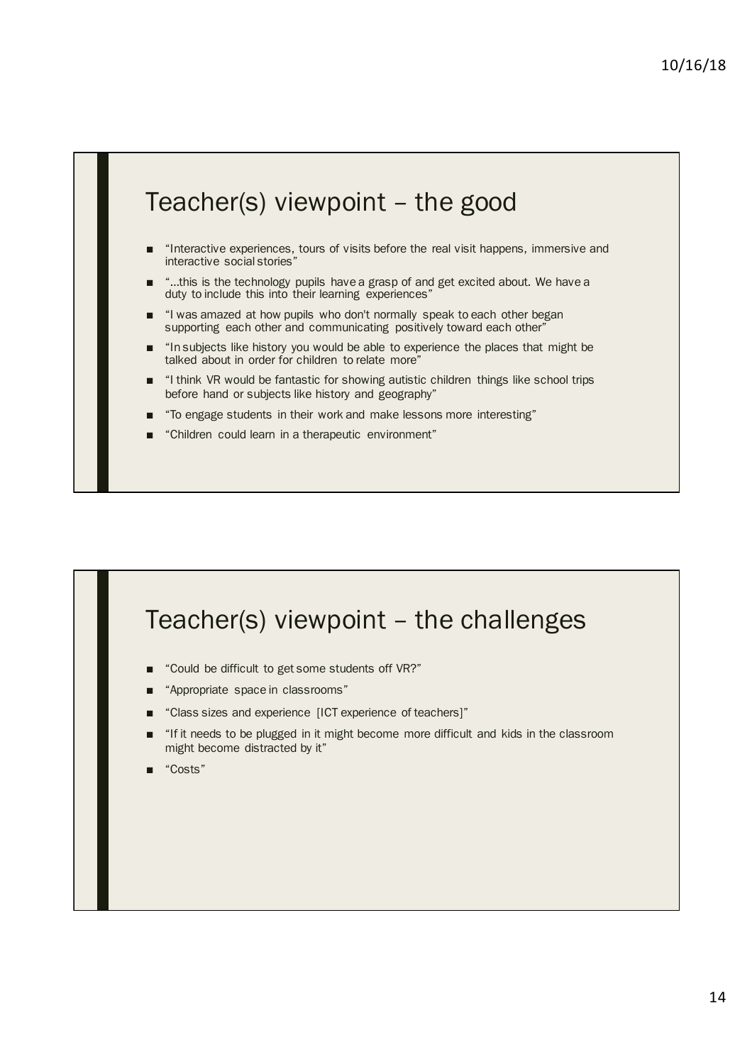## Teacher(s) viewpoint – the good

- "Interactive experiences, tours of visits before the real visit happens, immersive and interactive social stories"
- "…this is the technology pupils have a grasp of and get excited about. We have a duty to include this into their learning experiences"
- "I was amazed at how pupils who don't normally speak to each other began supporting each other and communicating positively toward each other"
- "In subjects like history you would be able to experience the places that might be talked about in order for children to relate more"
- "I think VR would be fantastic for showing autistic children things like school trips before hand or subjects like history and geography"
- "To engage students in their work and make lessons more interesting"
- "Children could learn in a therapeutic environment"

## Teacher(s) viewpoint – the challenges

- "Could be difficult to get some students off VR?"
- "Appropriate space in classrooms"
- "Class sizes and experience [ICT experience of teachers]"
- "If it needs to be plugged in it might become more difficult and kids in the classroom might become distracted by it"
- "Costs"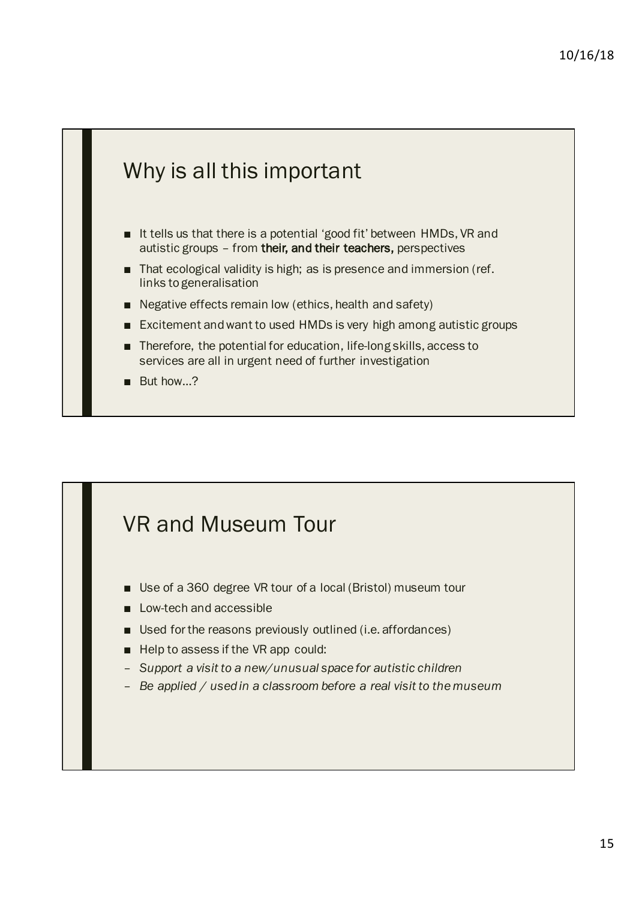## Why is all this important

- It tells us that there is a potential 'good fit' between HMDs, VR and autistic groups – from **their, and their teachers,** perspectives
- That ecological validity is high; as is presence and immersion (ref. links to generalisation
- Negative effects remain low (ethics, health and safety)
- Excitement and want to used HMDs is very high among autistic groups
- Therefore, the potential for education, life-long skills, access to services are all in urgent need of further investigation
- But how…?

## VR and Museum Tour

- Use of a 360 degree VR tour of a local (Bristol) museum tour
- Low-tech and accessible
- Used for the reasons previously outlined (i.e. affordances)
- Help to assess if the VR app could:
  - *Support a visit to a new/unusual space for autistic children*
  - *Be applied / used in a classroom before a real visit to the museum*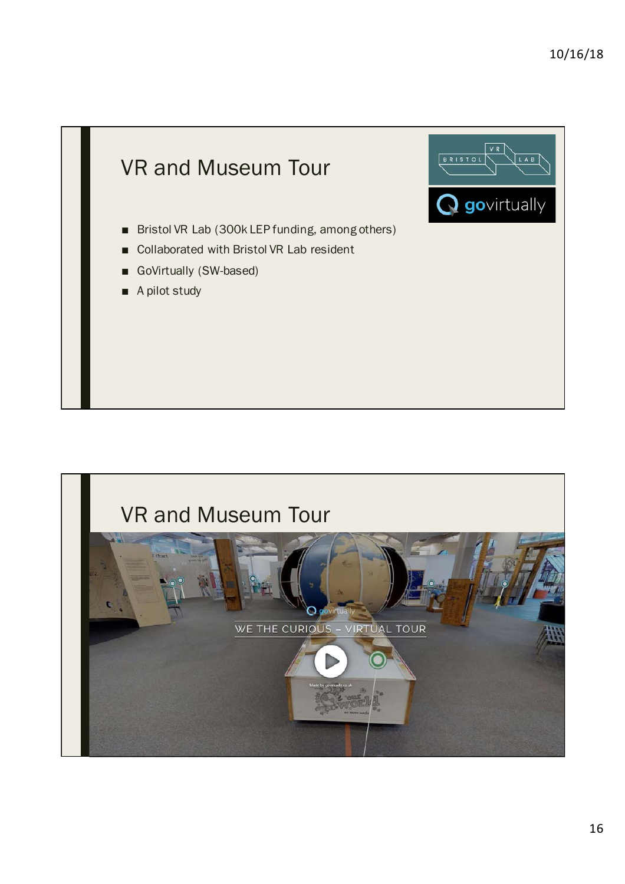## VR and Museum Tour

- Bristol VR Lab (300k LEP funding, among others)
- Collaborated with Bristol VR Lab resident
- GoVirtually (SW-based)
- A pilot study

## VR and Museum Tour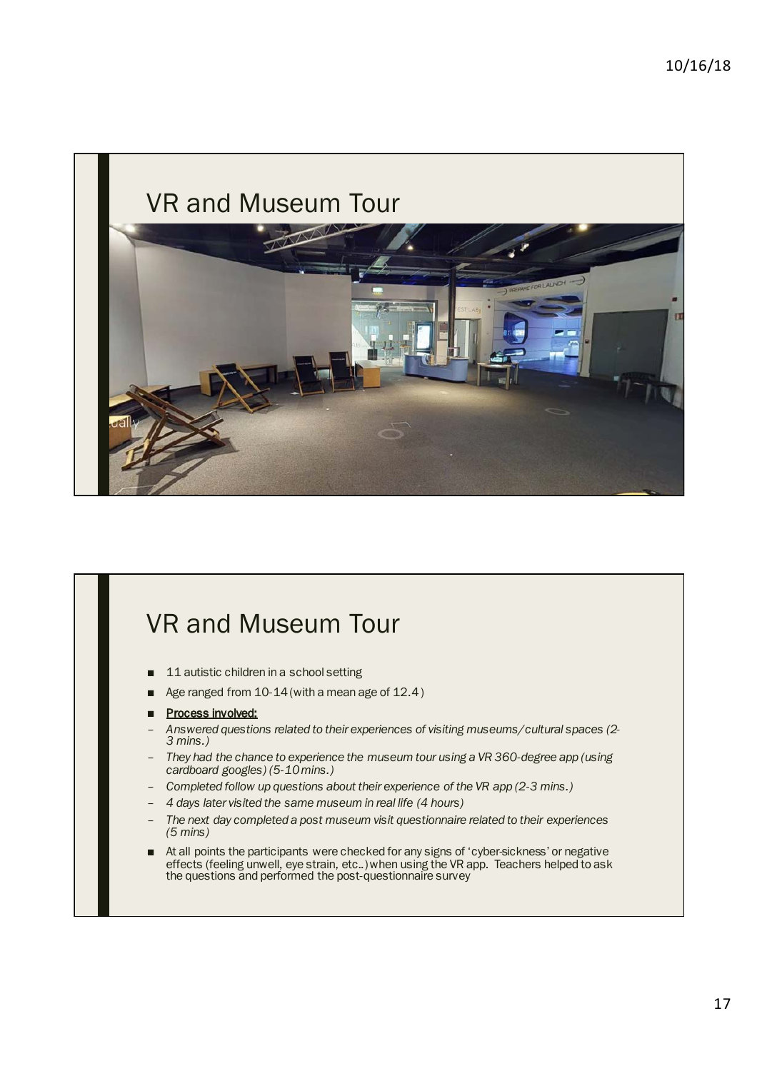# VR and Museum Tour

# VR and Museum Tour

- 11 autistic children in a school setting
- Age ranged from 10-14 (with a mean age of 12.4)
- **Process involved:**
  - *Answered questions related to their experiences of visiting museums/cultural spaces (2-3 mins.)*
  - *They had the chance to experience the museum tour using a VR 360-degree app (using cardboard googles) (5-10 mins.)*
  - *Completed follow up questions about their experience of the VR app (2-3 mins.)*
  - *4 days later visited the same museum in real life (4 hours)*
  - *The next day completed a post museum visit questionnaire related to their experiences (5 mins)*
- At all points the participants were checked for any signs of 'cyber-sickness' or negative effects (feeling unwell, eye strain, etc..) when using the VR app. Teachers helped to ask the questions and performed the post-questionnaire survey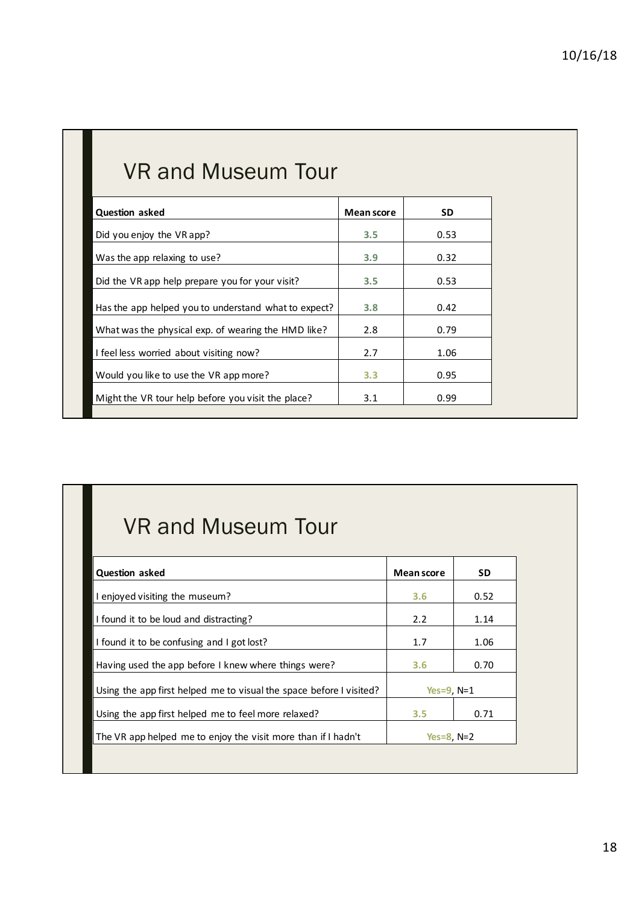## VR and Museum Tour

| Question asked | Mean score | SD |
|---|---|---|
| Did you enjoy the VR app? | 3.5 | 0.53 |
| Was the app relaxing to use? | 3.9 | 0.32 |
| Did the VR app help prepare you for your visit? | 3.5 | 0.53 |
| Has the app helped you to understand what to expect? | 3.8 | 0.42 |
| What was the physical exp. of wearing the HMD like? | 2.8 | 0.79 |
| I feel less worried about visiting now? | 2.7 | 1.06 |
| Would you like to use the VR app more? | 3.3 | 0.95 |
| Might the VR tour help before you visit the place? | 3.1 | 0.99 |

## VR and Museum Tour

| Question asked | Mean score | SD |
|---|---|---|
| I enjoyed visiting the museum? | 3.6 | 0.52 |
| I found it to be loud and distracting? | 2.2 | 1.14 |
| I found it to be confusing and I got lost? | 1.7 | 1.06 |
| Having used the app before I knew where things were? | 3.6 | 0.70 |
| Using the app first helped me to visual the space before I visited? | Yes=9, N=1 | |
| Using the app first helped me to feel more relaxed? | 3.5 | 0.71 |
| The VR app helped me to enjoy the visit more than if I hadn't | Yes=8, N=2 | |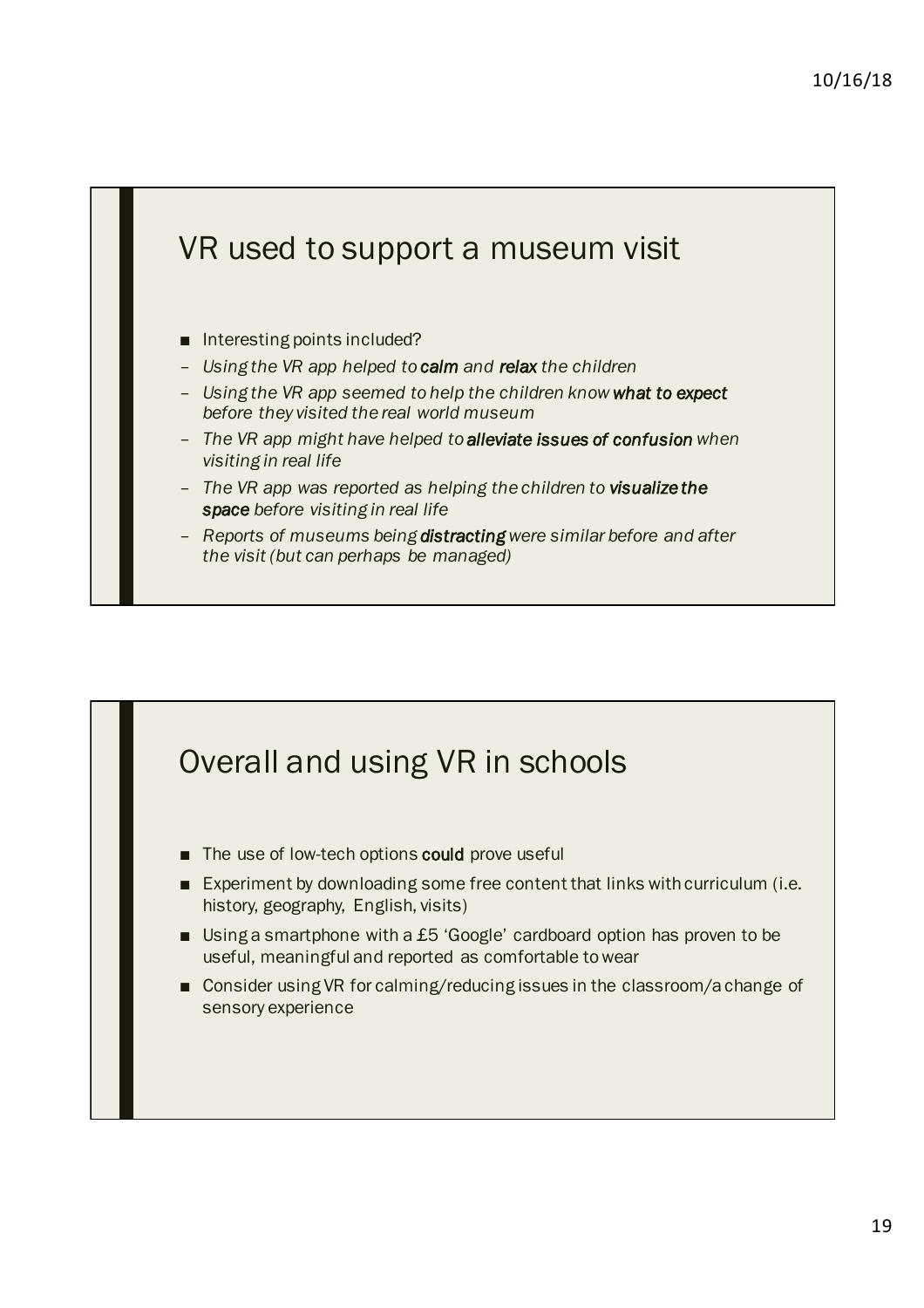## VR used to support a museum visit

- Interesting points included?
  - *Using the VR app helped to **calm** and **relax** the children*
  - *Using the VR app seemed to help the children know **what to expect** before they visited the real world museum*
  - *The VR app might have helped to **alleviate issues of confusion** when visiting in real life*
  - *The VR app was reported as helping the children to **visualize the space** before visiting in real life*
  - *Reports of museums being **distracting** were similar before and after the visit (but can perhaps be managed)*

## Overall and using VR in schools

- The use of low-tech options **could** prove useful
- Experiment by downloading some free content that links with curriculum (i.e. history, geography, English, visits)
- Using a smartphone with a £5 'Google' cardboard option has proven to be useful, meaningful and reported as comfortable to wear
- Consider using VR for calming/reducing issues in the classroom/a change of sensory experience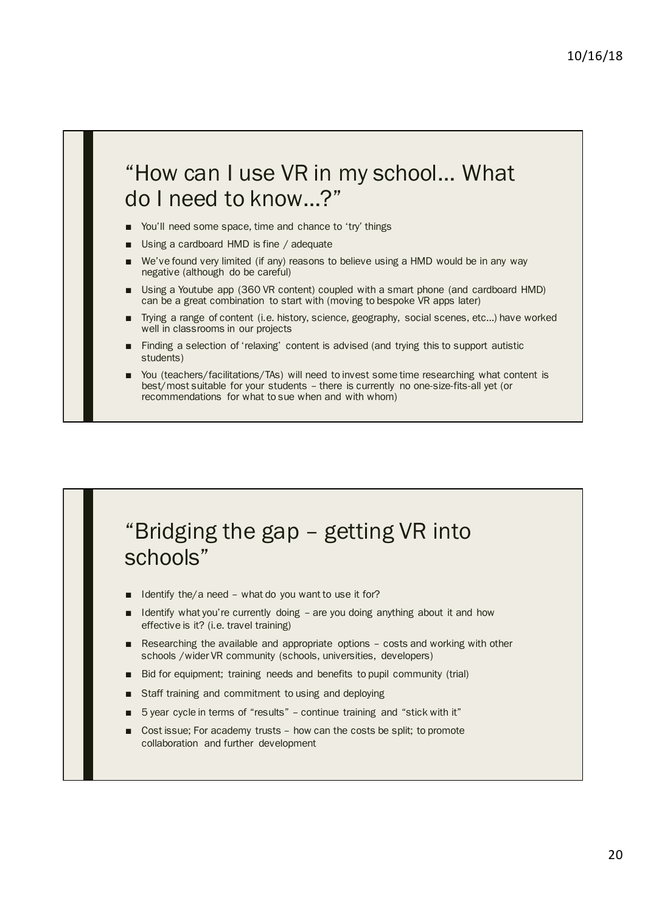## "How can I use VR in my school… What do I need to know…?"

- You'll need some space, time and chance to 'try' things
- Using a cardboard HMD is fine / adequate
- We've found very limited (if any) reasons to believe using a HMD would be in any way negative (although do be careful)
- Using a Youtube app (360 VR content) coupled with a smart phone (and cardboard HMD) can be a great combination to start with (moving to bespoke VR apps later)
- Trying a range of content (i.e. history, science, geography, social scenes, etc…) have worked well in classrooms in our projects
- Finding a selection of 'relaxing' content is advised (and trying this to support autistic students)
- You (teachers/facilitations/TAs) will need to invest some time researching what content is best/most suitable for your students – there is currently no one-size-fits-all yet (or recommendations for what to sue when and with whom)

## "Bridging the gap – getting VR into schools"

- Identify the/a need – what do you want to use it for?
- Identify what you're currently doing – are you doing anything about it and how effective is it? (i.e. travel training)
- Researching the available and appropriate options – costs and working with other schools /wider VR community (schools, universities, developers)
- Bid for equipment; training needs and benefits to pupil community (trial)
- Staff training and commitment to using and deploying
- 5 year cycle in terms of "results" – continue training and "stick with it"
- Cost issue; For academy trusts – how can the costs be split; to promote collaboration and further development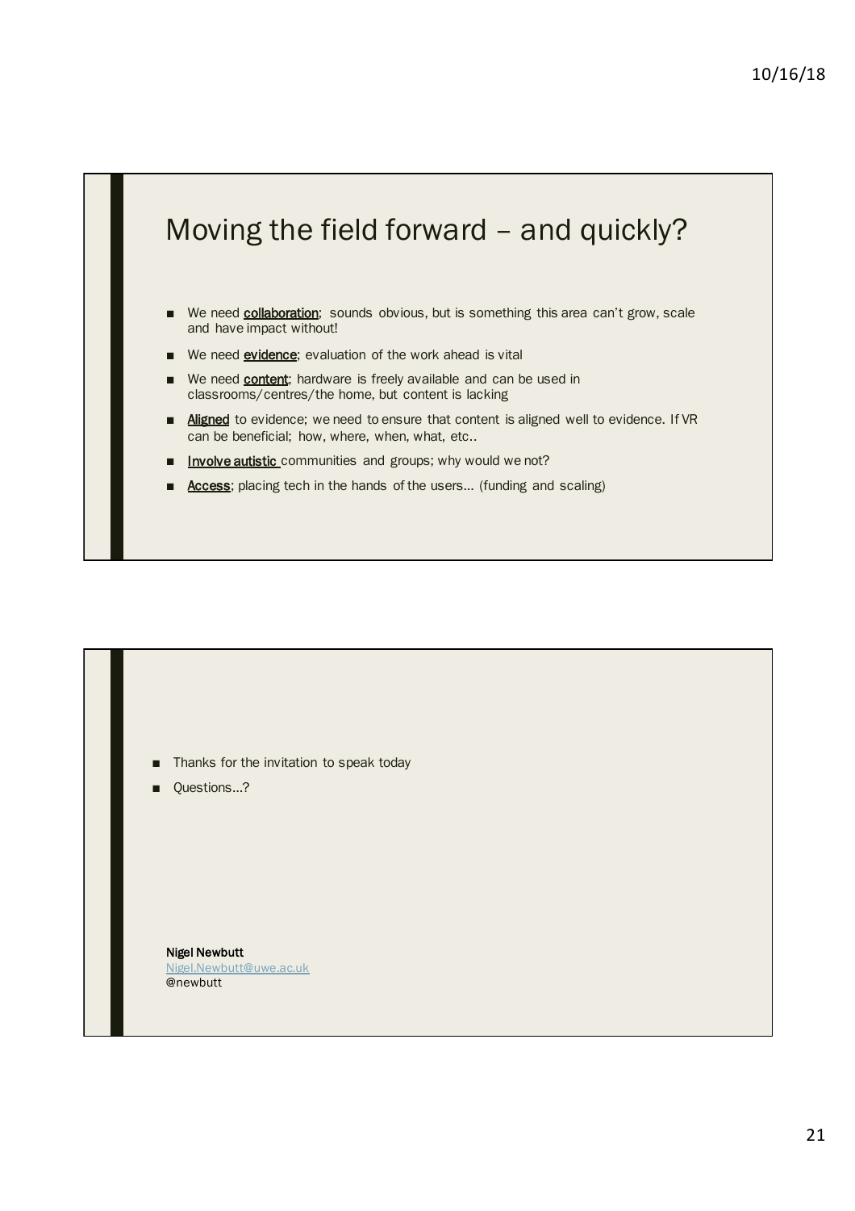## Moving the field forward – and quickly?

- We need **collaboration**; sounds obvious, but is something this area can't grow, scale and have impact without!
- We need **evidence**; evaluation of the work ahead is vital
- We need **content**; hardware is freely available and can be used in classrooms/centres/the home, but content is lacking
- **Aligned** to evidence; we need to ensure that content is aligned well to evidence. If VR can be beneficial; how, where, when, what, etc..
- **Involve autistic** communities and groups; why would we not?
- **Access**; placing tech in the hands of the users… (funding and scaling)

---

- Thanks for the invitation to speak today
- Questions…?

**Nigel Newbutt**
Nigel.Newbutt@uwe.ac.uk
@newbutt